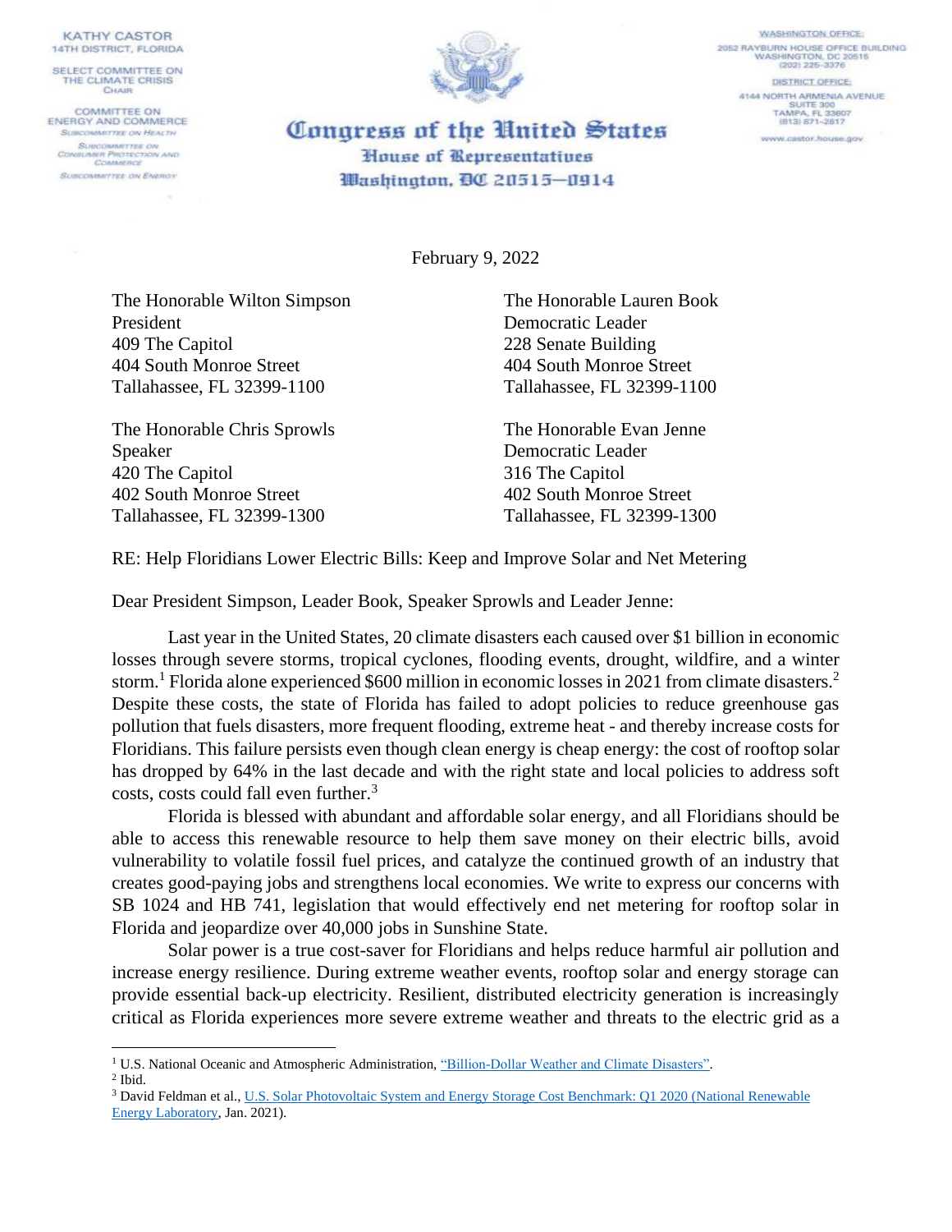KATHY CASTOR
14TH DISTRICT, FLORIDA

SELECT COMMITTEE ON THE CLIMATE CRISIS
CHAIR

COMMITTEE ON ENERGY AND COMMERCE
SUBCOMMITTEE ON HEALTH
SUBCOMMITTEE ON CONSUMER PROTECTION AND COMMERCE
SUBCOMMITTEE ON ENERGY

# Congress of the United States
## House of Representatives
## Washington, DC 20515—0914

WASHINGTON OFFICE:
2052 RAYBURN HOUSE OFFICE BUILDING
WASHINGTON, DC 20515
(202) 225-3376

DISTRICT OFFICE:
4144 NORTH ARMENIA AVENUE
SUITE 300
TAMPA, FL 33607
(813) 871-2817

www.castor.house.gov

February 9, 2022

The Honorable Wilton Simpson
President
409 The Capitol
404 South Monroe Street
Tallahassee, FL 32399-1100

The Honorable Lauren Book
Democratic Leader
228 Senate Building
404 South Monroe Street
Tallahassee, FL 32399-1100

The Honorable Chris Sprowls
Speaker
420 The Capitol
402 South Monroe Street
Tallahassee, FL 32399-1300

The Honorable Evan Jenne
Democratic Leader
316 The Capitol
402 South Monroe Street
Tallahassee, FL 32399-1300

RE: Help Floridians Lower Electric Bills: Keep and Improve Solar and Net Metering

Dear President Simpson, Leader Book, Speaker Sprowls and Leader Jenne:

Last year in the United States, 20 climate disasters each caused over $1 billion in economic losses through severe storms, tropical cyclones, flooding events, drought, wildfire, and a winter storm.[1] Florida alone experienced $600 million in economic losses in 2021 from climate disasters.[2] Despite these costs, the state of Florida has failed to adopt policies to reduce greenhouse gas pollution that fuels disasters, more frequent flooding, extreme heat - and thereby increase costs for Floridians. This failure persists even though clean energy is cheap energy: the cost of rooftop solar has dropped by 64% in the last decade and with the right state and local policies to address soft costs, costs could fall even further.[3]

Florida is blessed with abundant and affordable solar energy, and all Floridians should be able to access this renewable resource to help them save money on their electric bills, avoid vulnerability to volatile fossil fuel prices, and catalyze the continued growth of an industry that creates good-paying jobs and strengthens local economies. We write to express our concerns with SB 1024 and HB 741, legislation that would effectively end net metering for rooftop solar in Florida and jeopardize over 40,000 jobs in Sunshine State.

Solar power is a true cost-saver for Floridians and helps reduce harmful air pollution and increase energy resilience. During extreme weather events, rooftop solar and energy storage can provide essential back-up electricity. Resilient, distributed electricity generation is increasingly critical as Florida experiences more severe extreme weather and threats to the electric grid as a

---

[1] U.S. National Oceanic and Atmospheric Administration, "Billion-Dollar Weather and Climate Disasters".
[2] Ibid.
[3] David Feldman et al., U.S. Solar Photovoltaic System and Energy Storage Cost Benchmark: Q1 2020 (National Renewable Energy Laboratory, Jan. 2021).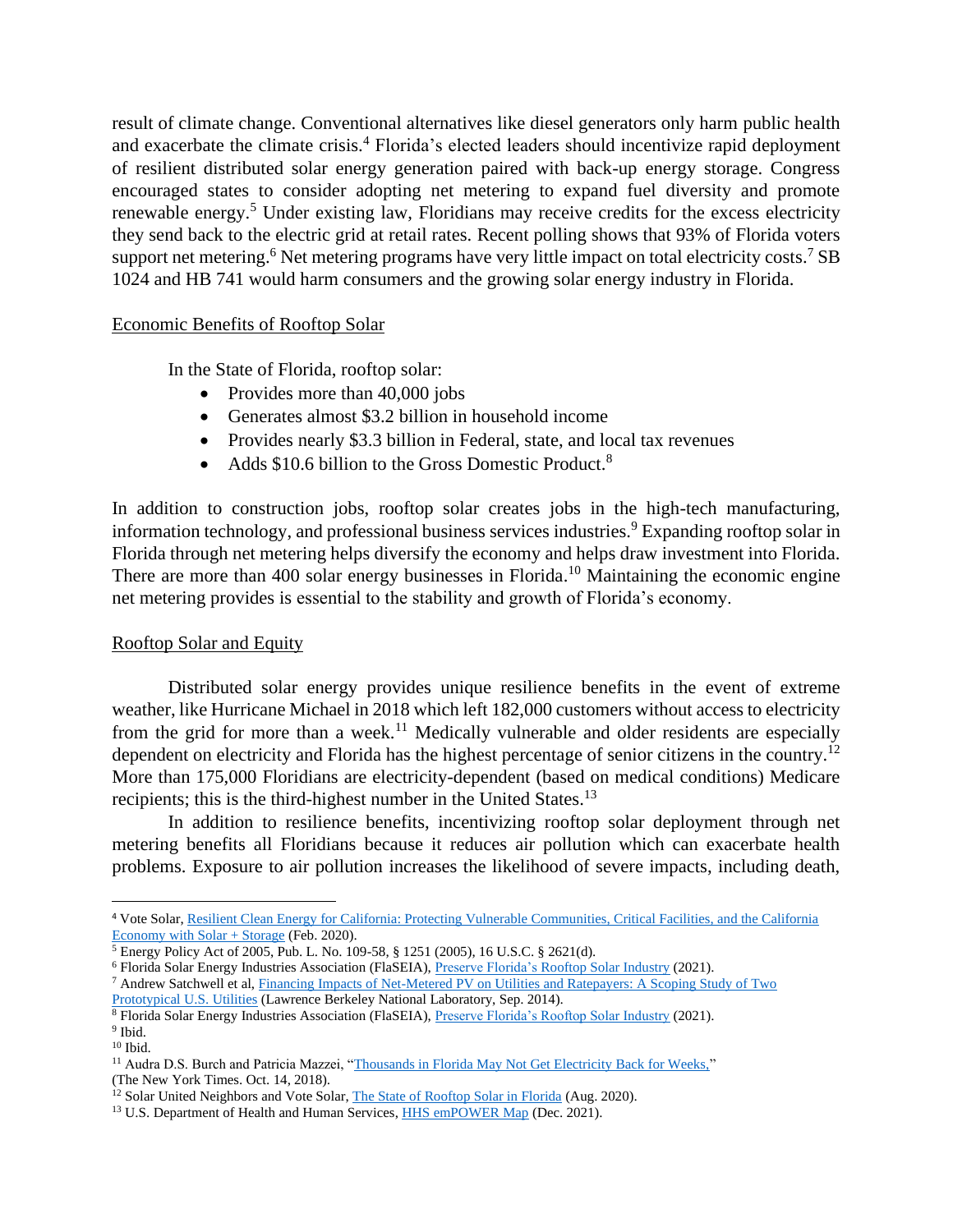result of climate change. Conventional alternatives like diesel generators only harm public health and exacerbate the climate crisis.[4] Florida's elected leaders should incentivize rapid deployment of resilient distributed solar energy generation paired with back-up energy storage. Congress encouraged states to consider adopting net metering to expand fuel diversity and promote renewable energy.[5] Under existing law, Floridians may receive credits for the excess electricity they send back to the electric grid at retail rates. Recent polling shows that 93% of Florida voters support net metering.[6] Net metering programs have very little impact on total electricity costs.[7] SB 1024 and HB 741 would harm consumers and the growing solar energy industry in Florida.

Economic Benefits of Rooftop Solar

In the State of Florida, rooftop solar:

- Provides more than 40,000 jobs
- Generates almost $3.2 billion in household income
- Provides nearly $3.3 billion in Federal, state, and local tax revenues
- Adds $10.6 billion to the Gross Domestic Product.[8]

In addition to construction jobs, rooftop solar creates jobs in the high-tech manufacturing, information technology, and professional business services industries.[9] Expanding rooftop solar in Florida through net metering helps diversify the economy and helps draw investment into Florida. There are more than 400 solar energy businesses in Florida.[10] Maintaining the economic engine net metering provides is essential to the stability and growth of Florida's economy.

Rooftop Solar and Equity

Distributed solar energy provides unique resilience benefits in the event of extreme weather, like Hurricane Michael in 2018 which left 182,000 customers without access to electricity from the grid for more than a week.[11] Medically vulnerable and older residents are especially dependent on electricity and Florida has the highest percentage of senior citizens in the country.[12] More than 175,000 Floridians are electricity-dependent (based on medical conditions) Medicare recipients; this is the third-highest number in the United States.[13]

In addition to resilience benefits, incentivizing rooftop solar deployment through net metering benefits all Floridians because it reduces air pollution which can exacerbate health problems. Exposure to air pollution increases the likelihood of severe impacts, including death,

---

[4] Vote Solar, Resilient Clean Energy for California: Protecting Vulnerable Communities, Critical Facilities, and the California Economy with Solar + Storage (Feb. 2020).

[5] Energy Policy Act of 2005, Pub. L. No. 109-58, § 1251 (2005), 16 U.S.C. § 2621(d).

[6] Florida Solar Energy Industries Association (FlaSEIA), Preserve Florida's Rooftop Solar Industry (2021).

[7] Andrew Satchwell et al, Financing Impacts of Net-Metered PV on Utilities and Ratepayers: A Scoping Study of Two Prototypical U.S. Utilities (Lawrence Berkeley National Laboratory, Sep. 2014).

[8] Florida Solar Energy Industries Association (FlaSEIA), Preserve Florida's Rooftop Solar Industry (2021).

[9] Ibid.

[10] Ibid.

[11] Audra D.S. Burch and Patricia Mazzei, "Thousands in Florida May Not Get Electricity Back for Weeks," (The New York Times. Oct. 14, 2018).

[12] Solar United Neighbors and Vote Solar, The State of Rooftop Solar in Florida (Aug. 2020).

[13] U.S. Department of Health and Human Services, HHS emPOWER Map (Dec. 2021).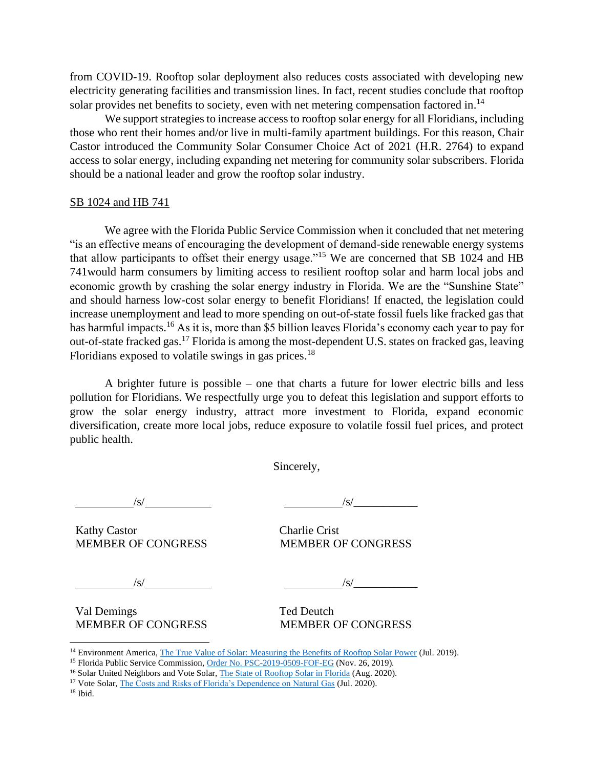from COVID-19. Rooftop solar deployment also reduces costs associated with developing new electricity generating facilities and transmission lines. In fact, recent studies conclude that rooftop solar provides net benefits to society, even with net metering compensation factored in.[14]

We support strategies to increase access to rooftop solar energy for all Floridians, including those who rent their homes and/or live in multi-family apartment buildings. For this reason, Chair Castor introduced the Community Solar Consumer Choice Act of 2021 (H.R. 2764) to expand access to solar energy, including expanding net metering for community solar subscribers. Florida should be a national leader and grow the rooftop solar industry.

SB 1024 and HB 741

We agree with the Florida Public Service Commission when it concluded that net metering "is an effective means of encouraging the development of demand-side renewable energy systems that allow participants to offset their energy usage."[15] We are concerned that SB 1024 and HB 741would harm consumers by limiting access to resilient rooftop solar and harm local jobs and economic growth by crashing the solar energy industry in Florida. We are the "Sunshine State" and should harness low-cost solar energy to benefit Floridians! If enacted, the legislation could increase unemployment and lead to more spending on out-of-state fossil fuels like fracked gas that has harmful impacts.[16] As it is, more than $5 billion leaves Florida's economy each year to pay for out-of-state fracked gas.[17] Florida is among the most-dependent U.S. states on fracked gas, leaving Floridians exposed to volatile swings in gas prices.[18]

A brighter future is possible – one that charts a future for lower electric bills and less pollution for Floridians. We respectfully urge you to defeat this legislation and support efforts to grow the solar energy industry, attract more investment to Florida, expand economic diversification, create more local jobs, reduce exposure to volatile fossil fuel prices, and protect public health.

Sincerely,

/s/
Kathy Castor
MEMBER OF CONGRESS

/s/
Charlie Crist
MEMBER OF CONGRESS

/s/
Val Demings
MEMBER OF CONGRESS

/s/
Ted Deutch
MEMBER OF CONGRESS

---

[14] Environment America, The True Value of Solar: Measuring the Benefits of Rooftop Solar Power (Jul. 2019).
[15] Florida Public Service Commission, Order No. PSC-2019-0509-FOF-EG (Nov. 26, 2019).
[16] Solar United Neighbors and Vote Solar, The State of Rooftop Solar in Florida (Aug. 2020).
[17] Vote Solar, The Costs and Risks of Florida's Dependence on Natural Gas (Jul. 2020).
[18] Ibid.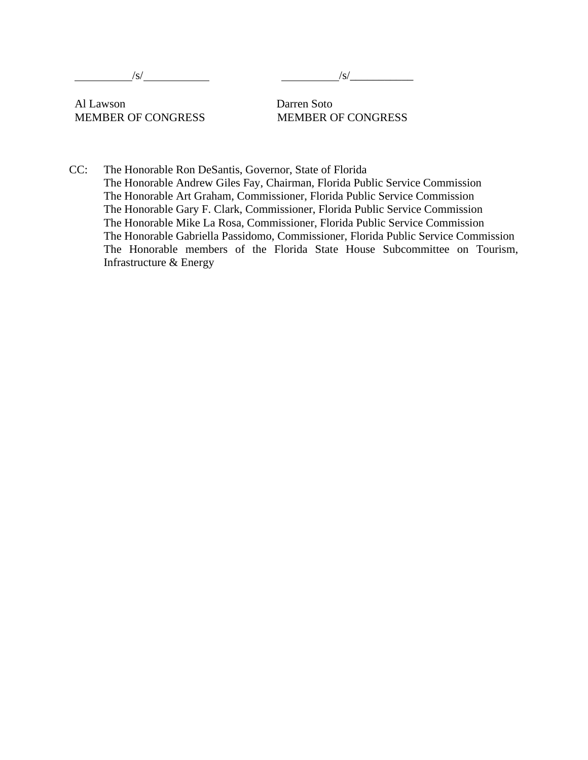/s/ /s/

Al Lawson
MEMBER OF CONGRESS

Darren Soto
MEMBER OF CONGRESS

CC: The Honorable Ron DeSantis, Governor, State of Florida
The Honorable Andrew Giles Fay, Chairman, Florida Public Service Commission
The Honorable Art Graham, Commissioner, Florida Public Service Commission
The Honorable Gary F. Clark, Commissioner, Florida Public Service Commission
The Honorable Mike La Rosa, Commissioner, Florida Public Service Commission
The Honorable Gabriella Passidomo, Commissioner, Florida Public Service Commission
The Honorable members of the Florida State House Subcommittee on Tourism, Infrastructure & Energy